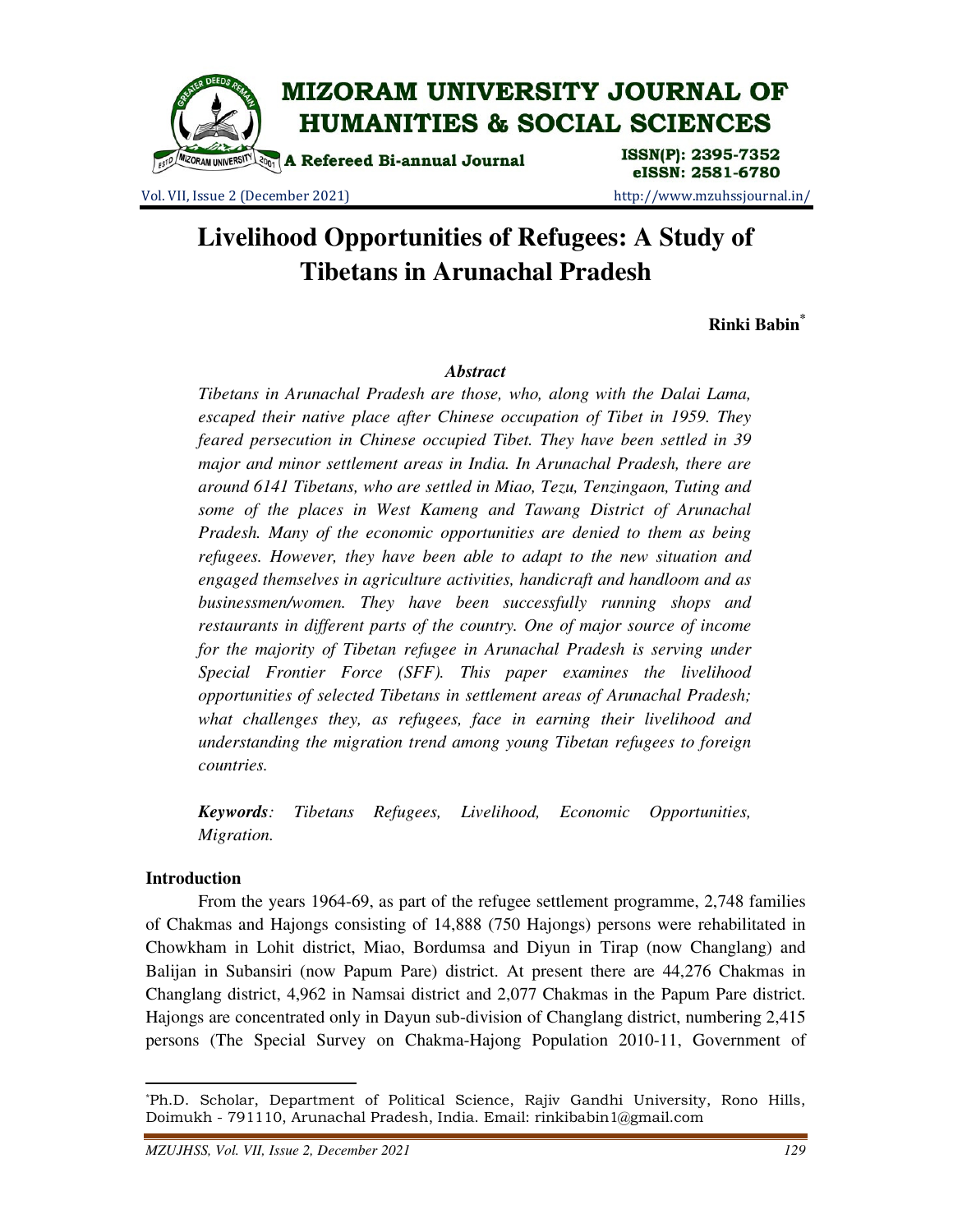# Livelihood Opportunities of Refugees: A Study of Tibetans in Arunachal Pradesh

**Rinki Babin**[*]

### *Abstract*

*Tibetans in Arunachal Pradesh are those, who, along with the Dalai Lama, escaped their native place after Chinese occupation of Tibet in 1959. They feared persecution in Chinese occupied Tibet. They have been settled in 39 major and minor settlement areas in India. In Arunachal Pradesh, there are around 6141 Tibetans, who are settled in Miao, Tezu, Tenzingaon, Tuting and some of the places in West Kameng and Tawang District of Arunachal Pradesh. Many of the economic opportunities are denied to them as being refugees. However, they have been able to adapt to the new situation and engaged themselves in agriculture activities, handicraft and handloom and as businessmen/women. They have been successfully running shops and restaurants in different parts of the country. One of major source of income for the majority of Tibetan refugee in Arunachal Pradesh is serving under Special Frontier Force (SFF). This paper examines the livelihood opportunities of selected Tibetans in settlement areas of Arunachal Pradesh; what challenges they, as refugees, face in earning their livelihood and understanding the migration trend among young Tibetan refugees to foreign countries.*

***Keywords**: Tibetans Refugees, Livelihood, Economic Opportunities, Migration.*

## Introduction

From the years 1964-69, as part of the refugee settlement programme, 2,748 families of Chakmas and Hajongs consisting of 14,888 (750 Hajongs) persons were rehabilitated in Chowkham in Lohit district, Miao, Bordumsa and Diyun in Tirap (now Changlang) and Balijan in Subansiri (now Papum Pare) district. At present there are 44,276 Chakmas in Changlang district, 4,962 in Namsai district and 2,077 Chakmas in the Papum Pare district. Hajongs are concentrated only in Dayun sub-division of Changlang district, numbering 2,415 persons (The Special Survey on Chakma-Hajong Population 2010-11, Government of

---

[*] Ph.D. Scholar, Department of Political Science, Rajiv Gandhi University, Rono Hills, Doimukh - 791110, Arunachal Pradesh, India. Email: rinkibabin1@gmail.com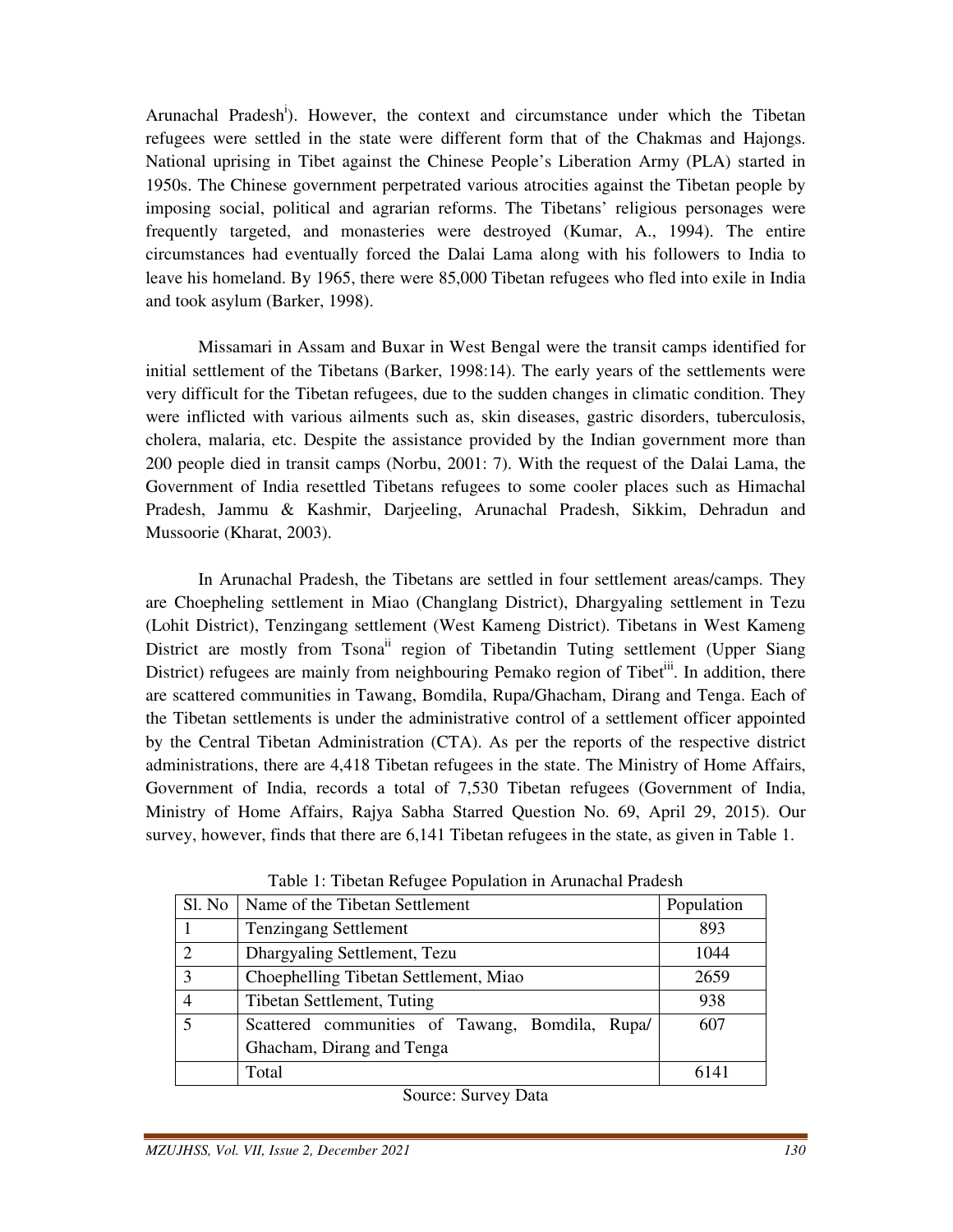Arunachal Pradesh[i]). However, the context and circumstance under which the Tibetan refugees were settled in the state were different form that of the Chakmas and Hajongs. National uprising in Tibet against the Chinese People's Liberation Army (PLA) started in 1950s. The Chinese government perpetrated various atrocities against the Tibetan people by imposing social, political and agrarian reforms. The Tibetans' religious personages were frequently targeted, and monasteries were destroyed (Kumar, A., 1994). The entire circumstances had eventually forced the Dalai Lama along with his followers to India to leave his homeland. By 1965, there were 85,000 Tibetan refugees who fled into exile in India and took asylum (Barker, 1998).

Missamari in Assam and Buxar in West Bengal were the transit camps identified for initial settlement of the Tibetans (Barker, 1998:14). The early years of the settlements were very difficult for the Tibetan refugees, due to the sudden changes in climatic condition. They were inflicted with various ailments such as, skin diseases, gastric disorders, tuberculosis, cholera, malaria, etc. Despite the assistance provided by the Indian government more than 200 people died in transit camps (Norbu, 2001: 7). With the request of the Dalai Lama, the Government of India resettled Tibetans refugees to some cooler places such as Himachal Pradesh, Jammu & Kashmir, Darjeeling, Arunachal Pradesh, Sikkim, Dehradun and Mussoorie (Kharat, 2003).

In Arunachal Pradesh, the Tibetans are settled in four settlement areas/camps. They are Choepheling settlement in Miao (Changlang District), Dhargyaling settlement in Tezu (Lohit District), Tenzingang settlement (West Kameng District). Tibetans in West Kameng District are mostly from Tsona[ii] region of Tibetandin Tuting settlement (Upper Siang District) refugees are mainly from neighbouring Pemako region of Tibet[iii]. In addition, there are scattered communities in Tawang, Bomdila, Rupa/Ghacham, Dirang and Tenga. Each of the Tibetan settlements is under the administrative control of a settlement officer appointed by the Central Tibetan Administration (CTA). As per the reports of the respective district administrations, there are 4,418 Tibetan refugees in the state. The Ministry of Home Affairs, Government of India, records a total of 7,530 Tibetan refugees (Government of India, Ministry of Home Affairs, Rajya Sabha Starred Question No. 69, April 29, 2015). Our survey, however, finds that there are 6,141 Tibetan refugees in the state, as given in Table 1.

Table 1: Tibetan Refugee Population in Arunachal Pradesh

| Sl. No | Name of the Tibetan Settlement | Population |
|---|---|---|
| 1 | Tenzingang Settlement | 893 |
| 2 | Dhargyaling Settlement, Tezu | 1044 |
| 3 | Choephelling Tibetan Settlement, Miao | 2659 |
| 4 | Tibetan Settlement, Tuting | 938 |
| 5 | Scattered communities of Tawang, Bomdila, Rupa/ Ghacham, Dirang and Tenga | 607 |
| | Total | 6141 |

Source: Survey Data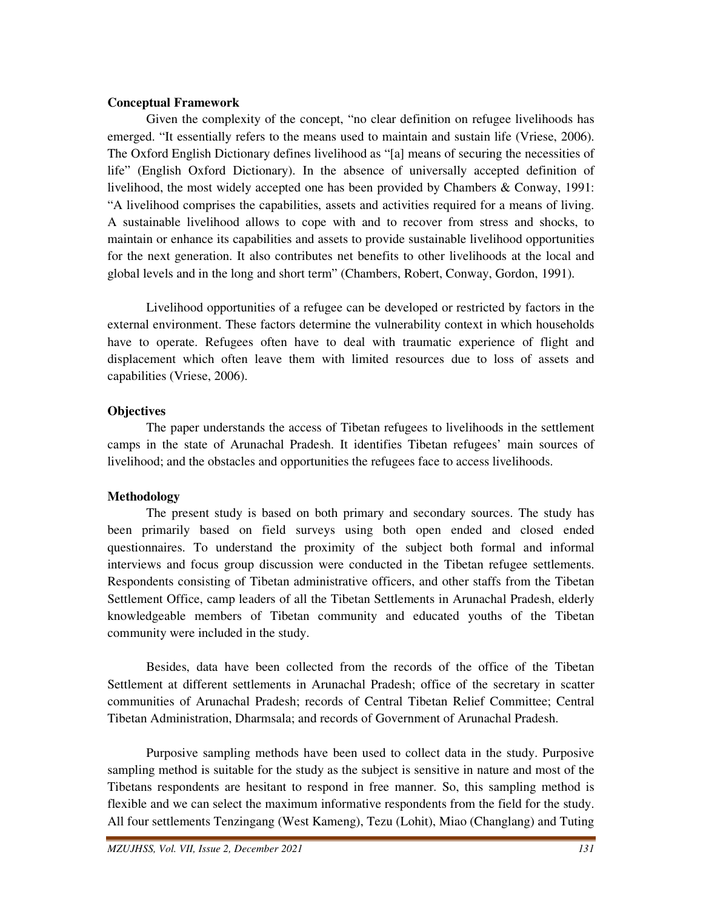**Conceptual Framework**

Given the complexity of the concept, "no clear definition on refugee livelihoods has emerged. "It essentially refers to the means used to maintain and sustain life (Vriese, 2006). The Oxford English Dictionary defines livelihood as "[a] means of securing the necessities of life" (English Oxford Dictionary). In the absence of universally accepted definition of livelihood, the most widely accepted one has been provided by Chambers & Conway, 1991: "A livelihood comprises the capabilities, assets and activities required for a means of living. A sustainable livelihood allows to cope with and to recover from stress and shocks, to maintain or enhance its capabilities and assets to provide sustainable livelihood opportunities for the next generation. It also contributes net benefits to other livelihoods at the local and global levels and in the long and short term" (Chambers, Robert, Conway, Gordon, 1991).

Livelihood opportunities of a refugee can be developed or restricted by factors in the external environment. These factors determine the vulnerability context in which households have to operate. Refugees often have to deal with traumatic experience of flight and displacement which often leave them with limited resources due to loss of assets and capabilities (Vriese, 2006).

**Objectives**

The paper understands the access of Tibetan refugees to livelihoods in the settlement camps in the state of Arunachal Pradesh. It identifies Tibetan refugees' main sources of livelihood; and the obstacles and opportunities the refugees face to access livelihoods.

**Methodology**

The present study is based on both primary and secondary sources. The study has been primarily based on field surveys using both open ended and closed ended questionnaires. To understand the proximity of the subject both formal and informal interviews and focus group discussion were conducted in the Tibetan refugee settlements. Respondents consisting of Tibetan administrative officers, and other staffs from the Tibetan Settlement Office, camp leaders of all the Tibetan Settlements in Arunachal Pradesh, elderly knowledgeable members of Tibetan community and educated youths of the Tibetan community were included in the study.

Besides, data have been collected from the records of the office of the Tibetan Settlement at different settlements in Arunachal Pradesh; office of the secretary in scatter communities of Arunachal Pradesh; records of Central Tibetan Relief Committee; Central Tibetan Administration, Dharmsala; and records of Government of Arunachal Pradesh.

Purposive sampling methods have been used to collect data in the study. Purposive sampling method is suitable for the study as the subject is sensitive in nature and most of the Tibetans respondents are hesitant to respond in free manner. So, this sampling method is flexible and we can select the maximum informative respondents from the field for the study. All four settlements Tenzingang (West Kameng), Tezu (Lohit), Miao (Changlang) and Tuting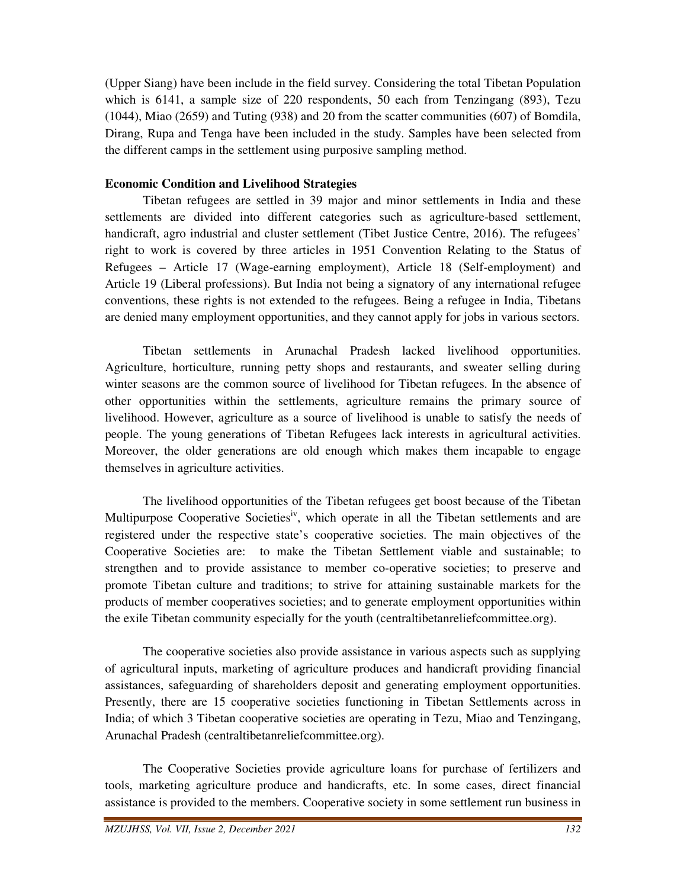(Upper Siang) have been include in the field survey. Considering the total Tibetan Population which is 6141, a sample size of 220 respondents, 50 each from Tenzingang (893), Tezu (1044), Miao (2659) and Tuting (938) and 20 from the scatter communities (607) of Bomdila, Dirang, Rupa and Tenga have been included in the study. Samples have been selected from the different camps in the settlement using purposive sampling method.

**Economic Condition and Livelihood Strategies**

Tibetan refugees are settled in 39 major and minor settlements in India and these settlements are divided into different categories such as agriculture-based settlement, handicraft, agro industrial and cluster settlement (Tibet Justice Centre, 2016). The refugees' right to work is covered by three articles in 1951 Convention Relating to the Status of Refugees – Article 17 (Wage-earning employment), Article 18 (Self-employment) and Article 19 (Liberal professions). But India not being a signatory of any international refugee conventions, these rights is not extended to the refugees. Being a refugee in India, Tibetans are denied many employment opportunities, and they cannot apply for jobs in various sectors.

Tibetan settlements in Arunachal Pradesh lacked livelihood opportunities. Agriculture, horticulture, running petty shops and restaurants, and sweater selling during winter seasons are the common source of livelihood for Tibetan refugees. In the absence of other opportunities within the settlements, agriculture remains the primary source of livelihood. However, agriculture as a source of livelihood is unable to satisfy the needs of people. The young generations of Tibetan Refugees lack interests in agricultural activities. Moreover, the older generations are old enough which makes them incapable to engage themselves in agriculture activities.

The livelihood opportunities of the Tibetan refugees get boost because of the Tibetan Multipurpose Cooperative Societies[iv], which operate in all the Tibetan settlements and are registered under the respective state's cooperative societies. The main objectives of the Cooperative Societies are: to make the Tibetan Settlement viable and sustainable; to strengthen and to provide assistance to member co-operative societies; to preserve and promote Tibetan culture and traditions; to strive for attaining sustainable markets for the products of member cooperatives societies; and to generate employment opportunities within the exile Tibetan community especially for the youth (centraltibetanreliefcommittee.org).

The cooperative societies also provide assistance in various aspects such as supplying of agricultural inputs, marketing of agriculture produces and handicraft providing financial assistances, safeguarding of shareholders deposit and generating employment opportunities. Presently, there are 15 cooperative societies functioning in Tibetan Settlements across in India; of which 3 Tibetan cooperative societies are operating in Tezu, Miao and Tenzingang, Arunachal Pradesh (centraltibetanreliefcommittee.org).

The Cooperative Societies provide agriculture loans for purchase of fertilizers and tools, marketing agriculture produce and handicrafts, etc. In some cases, direct financial assistance is provided to the members. Cooperative society in some settlement run business in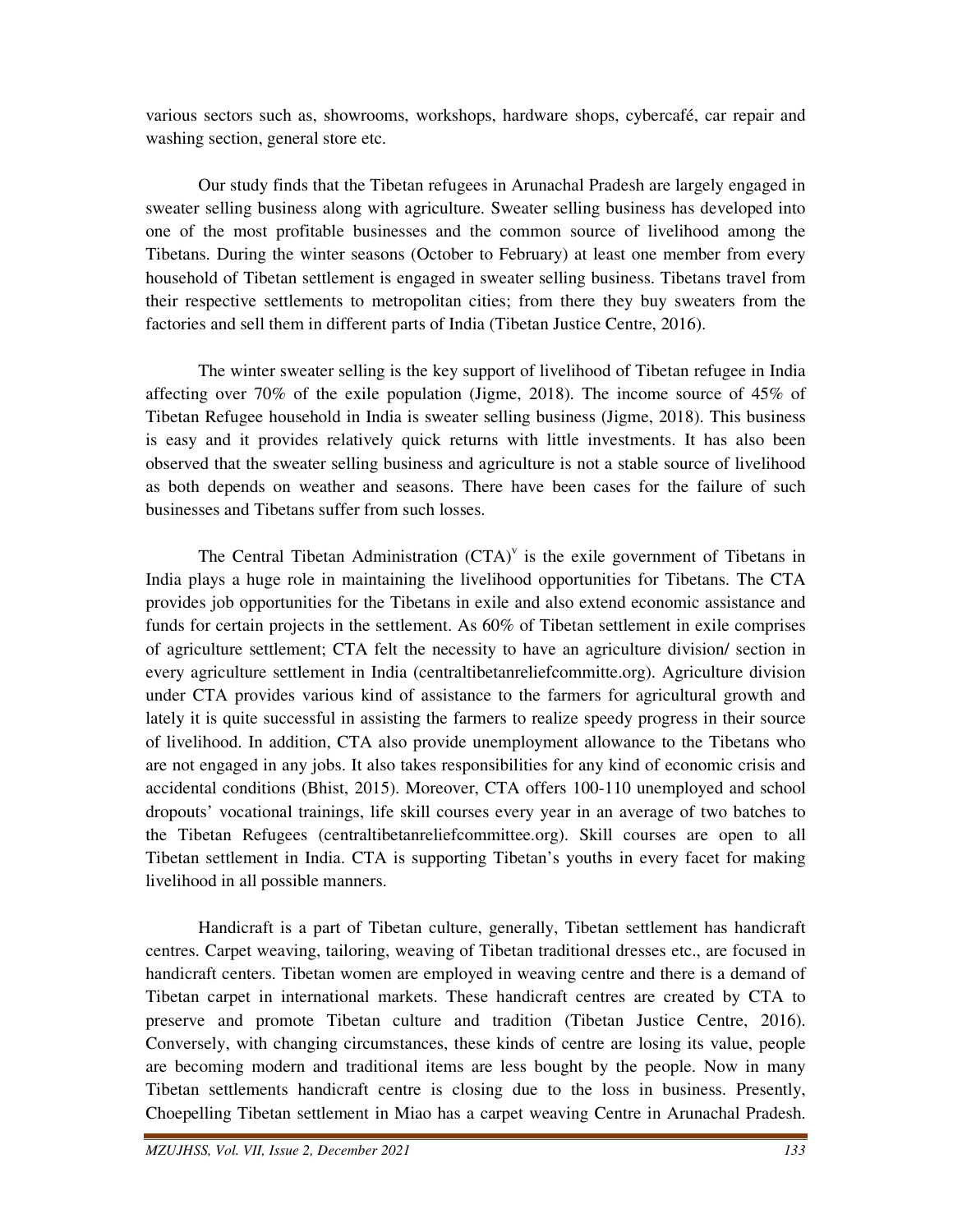various sectors such as, showrooms, workshops, hardware shops, cybercafé, car repair and washing section, general store etc.

Our study finds that the Tibetan refugees in Arunachal Pradesh are largely engaged in sweater selling business along with agriculture. Sweater selling business has developed into one of the most profitable businesses and the common source of livelihood among the Tibetans. During the winter seasons (October to February) at least one member from every household of Tibetan settlement is engaged in sweater selling business. Tibetans travel from their respective settlements to metropolitan cities; from there they buy sweaters from the factories and sell them in different parts of India (Tibetan Justice Centre, 2016).

The winter sweater selling is the key support of livelihood of Tibetan refugee in India affecting over 70% of the exile population (Jigme, 2018). The income source of 45% of Tibetan Refugee household in India is sweater selling business (Jigme, 2018). This business is easy and it provides relatively quick returns with little investments. It has also been observed that the sweater selling business and agriculture is not a stable source of livelihood as both depends on weather and seasons. There have been cases for the failure of such businesses and Tibetans suffer from such losses.

The Central Tibetan Administration (CTA)[v] is the exile government of Tibetans in India plays a huge role in maintaining the livelihood opportunities for Tibetans. The CTA provides job opportunities for the Tibetans in exile and also extend economic assistance and funds for certain projects in the settlement. As 60% of Tibetan settlement in exile comprises of agriculture settlement; CTA felt the necessity to have an agriculture division/ section in every agriculture settlement in India (centraltibetanreliefcommitte.org). Agriculture division under CTA provides various kind of assistance to the farmers for agricultural growth and lately it is quite successful in assisting the farmers to realize speedy progress in their source of livelihood. In addition, CTA also provide unemployment allowance to the Tibetans who are not engaged in any jobs. It also takes responsibilities for any kind of economic crisis and accidental conditions (Bhist, 2015). Moreover, CTA offers 100-110 unemployed and school dropouts' vocational trainings, life skill courses every year in an average of two batches to the Tibetan Refugees (centraltibetanreliefcommittee.org). Skill courses are open to all Tibetan settlement in India. CTA is supporting Tibetan's youths in every facet for making livelihood in all possible manners.

Handicraft is a part of Tibetan culture, generally, Tibetan settlement has handicraft centres. Carpet weaving, tailoring, weaving of Tibetan traditional dresses etc., are focused in handicraft centers. Tibetan women are employed in weaving centre and there is a demand of Tibetan carpet in international markets. These handicraft centres are created by CTA to preserve and promote Tibetan culture and tradition (Tibetan Justice Centre, 2016). Conversely, with changing circumstances, these kinds of centre are losing its value, people are becoming modern and traditional items are less bought by the people. Now in many Tibetan settlements handicraft centre is closing due to the loss in business. Presently, Choepelling Tibetan settlement in Miao has a carpet weaving Centre in Arunachal Pradesh.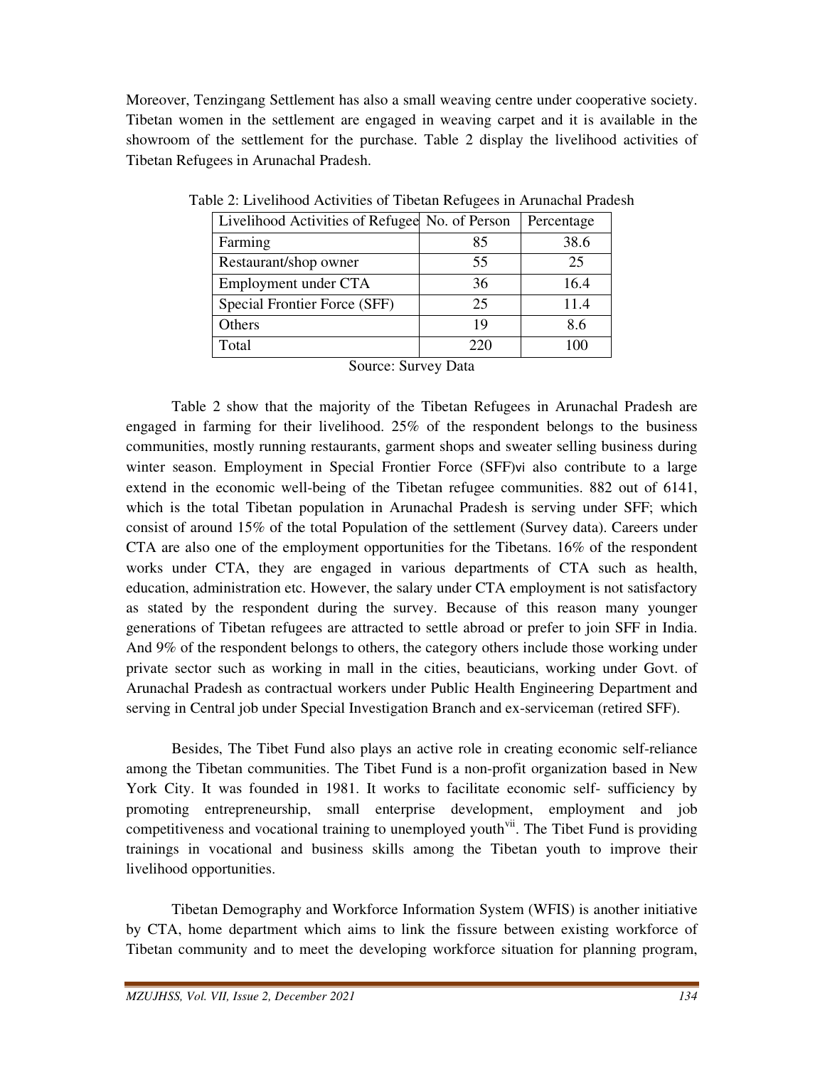Moreover, Tenzingang Settlement has also a small weaving centre under cooperative society. Tibetan women in the settlement are engaged in weaving carpet and it is available in the showroom of the settlement for the purchase. Table 2 display the livelihood activities of Tibetan Refugees in Arunachal Pradesh.

Table 2: Livelihood Activities of Tibetan Refugees in Arunachal Pradesh

| Livelihood Activities of Refugee | No. of Person | Percentage |
|---|---|---|
| Farming | 85 | 38.6 |
| Restaurant/shop owner | 55 | 25 |
| Employment under CTA | 36 | 16.4 |
| Special Frontier Force (SFF) | 25 | 11.4 |
| Others | 19 | 8.6 |
| Total | 220 | 100 |

Source: Survey Data

Table 2 show that the majority of the Tibetan Refugees in Arunachal Pradesh are engaged in farming for their livelihood. 25% of the respondent belongs to the business communities, mostly running restaurants, garment shops and sweater selling business during winter season. Employment in Special Frontier Force (SFF)[vi] also contribute to a large extend in the economic well-being of the Tibetan refugee communities. 882 out of 6141, which is the total Tibetan population in Arunachal Pradesh is serving under SFF; which consist of around 15% of the total Population of the settlement (Survey data). Careers under CTA are also one of the employment opportunities for the Tibetans. 16% of the respondent works under CTA, they are engaged in various departments of CTA such as health, education, administration etc. However, the salary under CTA employment is not satisfactory as stated by the respondent during the survey. Because of this reason many younger generations of Tibetan refugees are attracted to settle abroad or prefer to join SFF in India. And 9% of the respondent belongs to others, the category others include those working under private sector such as working in mall in the cities, beauticians, working under Govt. of Arunachal Pradesh as contractual workers under Public Health Engineering Department and serving in Central job under Special Investigation Branch and ex-serviceman (retired SFF).

Besides, The Tibet Fund also plays an active role in creating economic self-reliance among the Tibetan communities. The Tibet Fund is a non-profit organization based in New York City. It was founded in 1981. It works to facilitate economic self- sufficiency by promoting entrepreneurship, small enterprise development, employment and job competitiveness and vocational training to unemployed youth[vii]. The Tibet Fund is providing trainings in vocational and business skills among the Tibetan youth to improve their livelihood opportunities.

Tibetan Demography and Workforce Information System (WFIS) is another initiative by CTA, home department which aims to link the fissure between existing workforce of Tibetan community and to meet the developing workforce situation for planning program,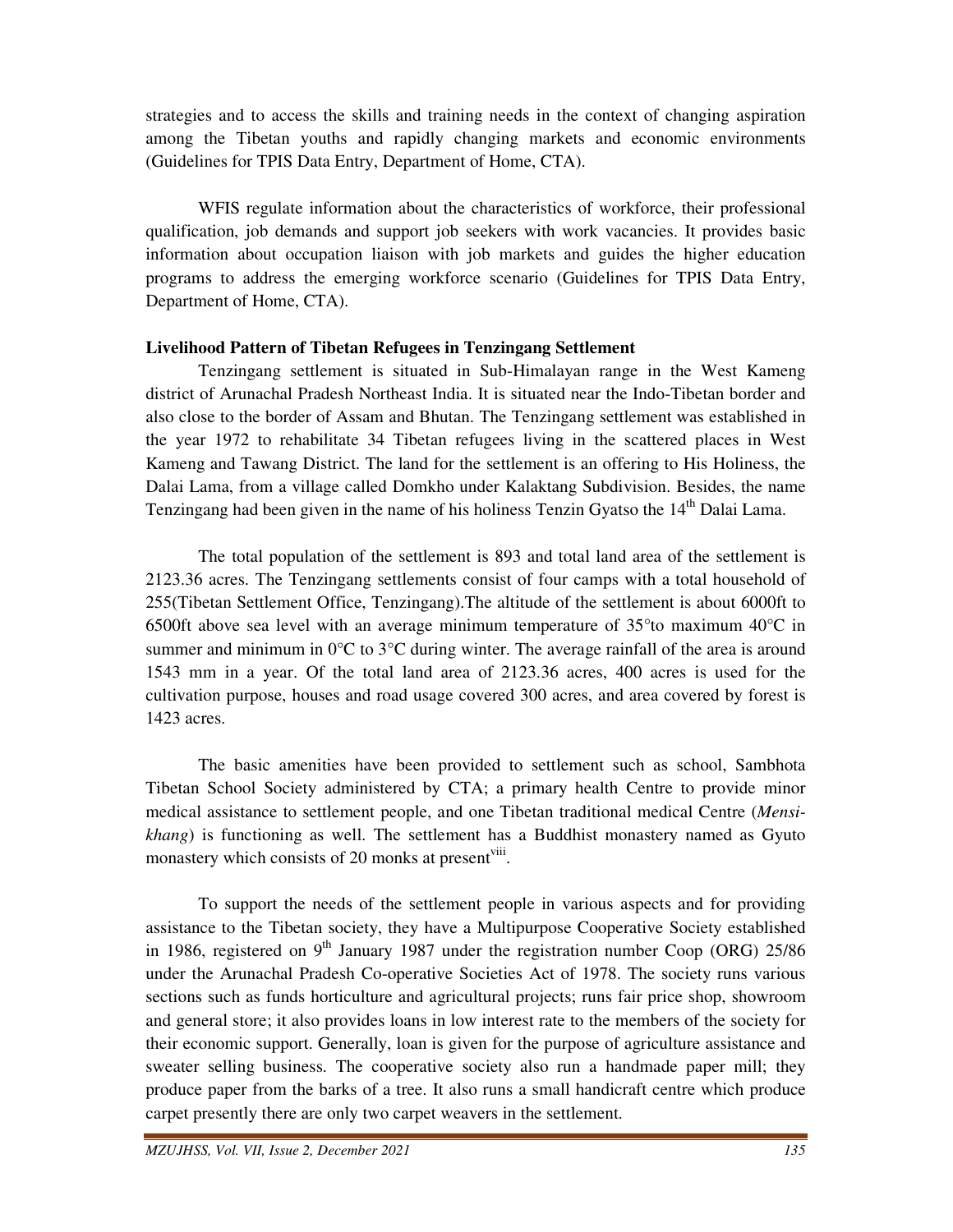strategies and to access the skills and training needs in the context of changing aspiration among the Tibetan youths and rapidly changing markets and economic environments (Guidelines for TPIS Data Entry, Department of Home, CTA).

WFIS regulate information about the characteristics of workforce, their professional qualification, job demands and support job seekers with work vacancies. It provides basic information about occupation liaison with job markets and guides the higher education programs to address the emerging workforce scenario (Guidelines for TPIS Data Entry, Department of Home, CTA).

**Livelihood Pattern of Tibetan Refugees in Tenzingang Settlement**

Tenzingang settlement is situated in Sub-Himalayan range in the West Kameng district of Arunachal Pradesh Northeast India. It is situated near the Indo-Tibetan border and also close to the border of Assam and Bhutan. The Tenzingang settlement was established in the year 1972 to rehabilitate 34 Tibetan refugees living in the scattered places in West Kameng and Tawang District. The land for the settlement is an offering to His Holiness, the Dalai Lama, from a village called Domkho under Kalaktang Subdivision. Besides, the name Tenzingang had been given in the name of his holiness Tenzin Gyatso the 14th Dalai Lama.

The total population of the settlement is 893 and total land area of the settlement is 2123.36 acres. The Tenzingang settlements consist of four camps with a total household of 255(Tibetan Settlement Office, Tenzingang).The altitude of the settlement is about 6000ft to 6500ft above sea level with an average minimum temperature of 35°to maximum 40°C in summer and minimum in 0°C to 3°C during winter. The average rainfall of the area is around 1543 mm in a year. Of the total land area of 2123.36 acres, 400 acres is used for the cultivation purpose, houses and road usage covered 300 acres, and area covered by forest is 1423 acres.

The basic amenities have been provided to settlement such as school, Sambhota Tibetan School Society administered by CTA; a primary health Centre to provide minor medical assistance to settlement people, and one Tibetan traditional medical Centre (*Mensi-khang*) is functioning as well. The settlement has a Buddhist monastery named as Gyuto monastery which consists of 20 monks at present[viii].

To support the needs of the settlement people in various aspects and for providing assistance to the Tibetan society, they have a Multipurpose Cooperative Society established in 1986, registered on 9th January 1987 under the registration number Coop (ORG) 25/86 under the Arunachal Pradesh Co-operative Societies Act of 1978. The society runs various sections such as funds horticulture and agricultural projects; runs fair price shop, showroom and general store; it also provides loans in low interest rate to the members of the society for their economic support. Generally, loan is given for the purpose of agriculture assistance and sweater selling business. The cooperative society also run a handmade paper mill; they produce paper from the barks of a tree. It also runs a small handicraft centre which produce carpet presently there are only two carpet weavers in the settlement.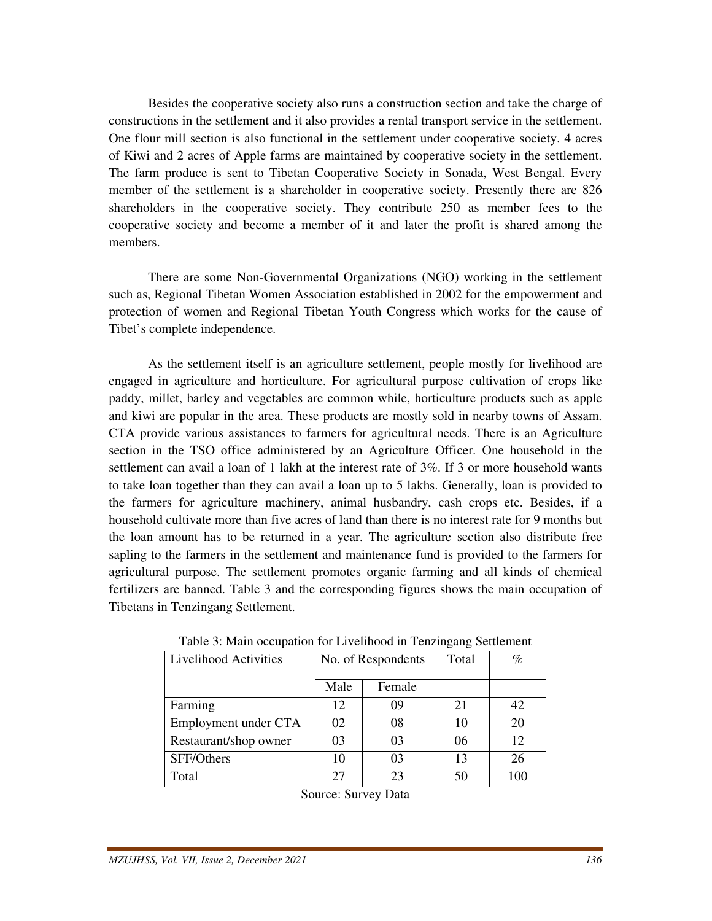Besides the cooperative society also runs a construction section and take the charge of constructions in the settlement and it also provides a rental transport service in the settlement. One flour mill section is also functional in the settlement under cooperative society. 4 acres of Kiwi and 2 acres of Apple farms are maintained by cooperative society in the settlement. The farm produce is sent to Tibetan Cooperative Society in Sonada, West Bengal. Every member of the settlement is a shareholder in cooperative society. Presently there are 826 shareholders in the cooperative society. They contribute 250 as member fees to the cooperative society and become a member of it and later the profit is shared among the members.

There are some Non-Governmental Organizations (NGO) working in the settlement such as, Regional Tibetan Women Association established in 2002 for the empowerment and protection of women and Regional Tibetan Youth Congress which works for the cause of Tibet's complete independence.

As the settlement itself is an agriculture settlement, people mostly for livelihood are engaged in agriculture and horticulture. For agricultural purpose cultivation of crops like paddy, millet, barley and vegetables are common while, horticulture products such as apple and kiwi are popular in the area. These products are mostly sold in nearby towns of Assam. CTA provide various assistances to farmers for agricultural needs. There is an Agriculture section in the TSO office administered by an Agriculture Officer. One household in the settlement can avail a loan of 1 lakh at the interest rate of 3%. If 3 or more household wants to take loan together than they can avail a loan up to 5 lakhs. Generally, loan is provided to the farmers for agriculture machinery, animal husbandry, cash crops etc. Besides, if a household cultivate more than five acres of land than there is no interest rate for 9 months but the loan amount has to be returned in a year. The agriculture section also distribute free sapling to the farmers in the settlement and maintenance fund is provided to the farmers for agricultural purpose. The settlement promotes organic farming and all kinds of chemical fertilizers are banned. Table 3 and the corresponding figures shows the main occupation of Tibetans in Tenzingang Settlement.

Table 3: Main occupation for Livelihood in Tenzingang Settlement

| Livelihood Activities | No. of Respondents | | Total | % |
|---|---|---|---|---|
| | Male | Female | | |
| Farming | 12 | 09 | 21 | 42 |
| Employment under CTA | 02 | 08 | 10 | 20 |
| Restaurant/shop owner | 03 | 03 | 06 | 12 |
| SFF/Others | 10 | 03 | 13 | 26 |
| Total | 27 | 23 | 50 | 100 |

Source: Survey Data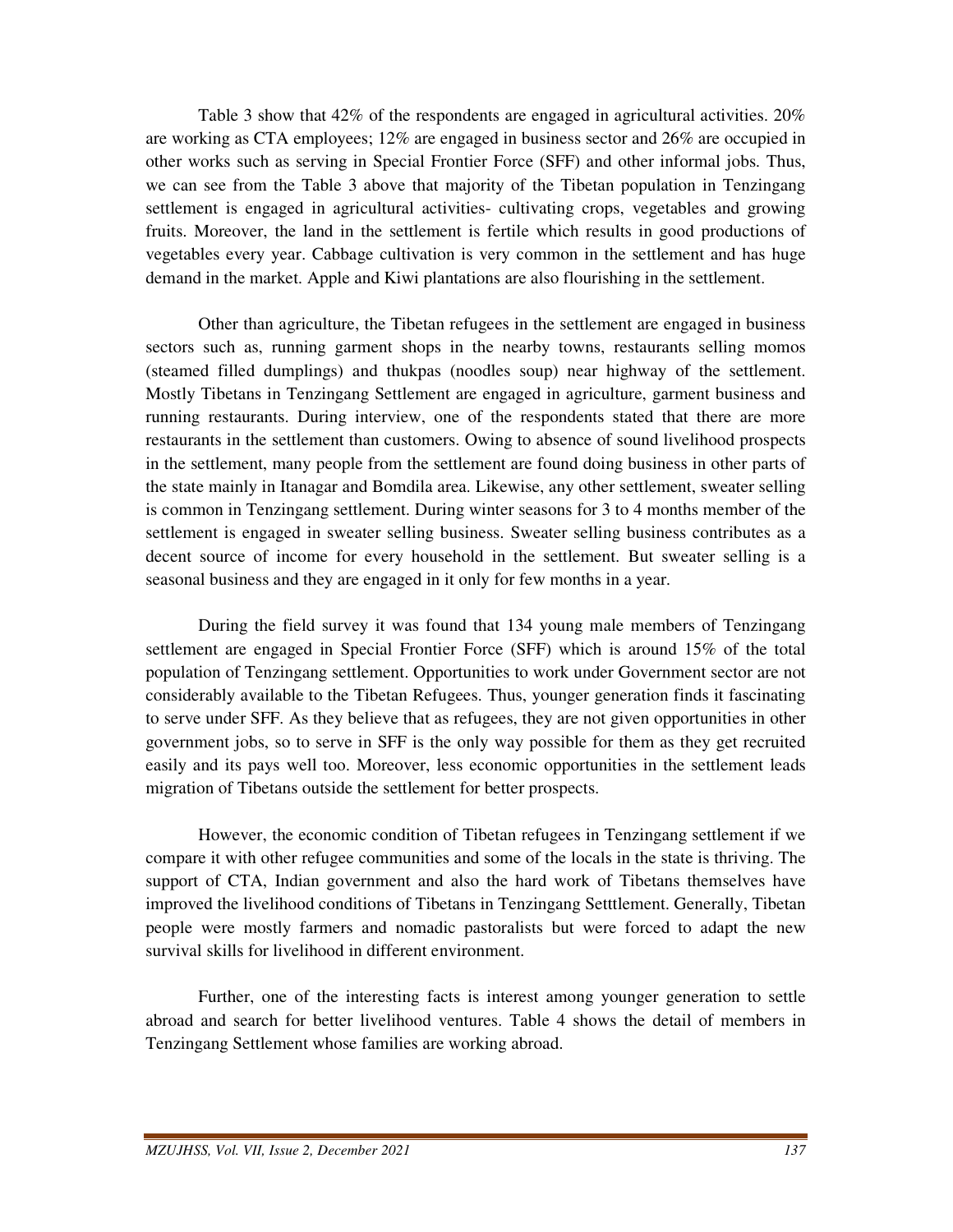Table 3 show that 42% of the respondents are engaged in agricultural activities. 20% are working as CTA employees; 12% are engaged in business sector and 26% are occupied in other works such as serving in Special Frontier Force (SFF) and other informal jobs. Thus, we can see from the Table 3 above that majority of the Tibetan population in Tenzingang settlement is engaged in agricultural activities- cultivating crops, vegetables and growing fruits. Moreover, the land in the settlement is fertile which results in good productions of vegetables every year. Cabbage cultivation is very common in the settlement and has huge demand in the market. Apple and Kiwi plantations are also flourishing in the settlement.

Other than agriculture, the Tibetan refugees in the settlement are engaged in business sectors such as, running garment shops in the nearby towns, restaurants selling momos (steamed filled dumplings) and thukpas (noodles soup) near highway of the settlement. Mostly Tibetans in Tenzingang Settlement are engaged in agriculture, garment business and running restaurants. During interview, one of the respondents stated that there are more restaurants in the settlement than customers. Owing to absence of sound livelihood prospects in the settlement, many people from the settlement are found doing business in other parts of the state mainly in Itanagar and Bomdila area. Likewise, any other settlement, sweater selling is common in Tenzingang settlement. During winter seasons for 3 to 4 months member of the settlement is engaged in sweater selling business. Sweater selling business contributes as a decent source of income for every household in the settlement. But sweater selling is a seasonal business and they are engaged in it only for few months in a year.

During the field survey it was found that 134 young male members of Tenzingang settlement are engaged in Special Frontier Force (SFF) which is around 15% of the total population of Tenzingang settlement. Opportunities to work under Government sector are not considerably available to the Tibetan Refugees. Thus, younger generation finds it fascinating to serve under SFF. As they believe that as refugees, they are not given opportunities in other government jobs, so to serve in SFF is the only way possible for them as they get recruited easily and its pays well too. Moreover, less economic opportunities in the settlement leads migration of Tibetans outside the settlement for better prospects.

However, the economic condition of Tibetan refugees in Tenzingang settlement if we compare it with other refugee communities and some of the locals in the state is thriving. The support of CTA, Indian government and also the hard work of Tibetans themselves have improved the livelihood conditions of Tibetans in Tenzingang Setttlement. Generally, Tibetan people were mostly farmers and nomadic pastoralists but were forced to adapt the new survival skills for livelihood in different environment.

Further, one of the interesting facts is interest among younger generation to settle abroad and search for better livelihood ventures. Table 4 shows the detail of members in Tenzingang Settlement whose families are working abroad.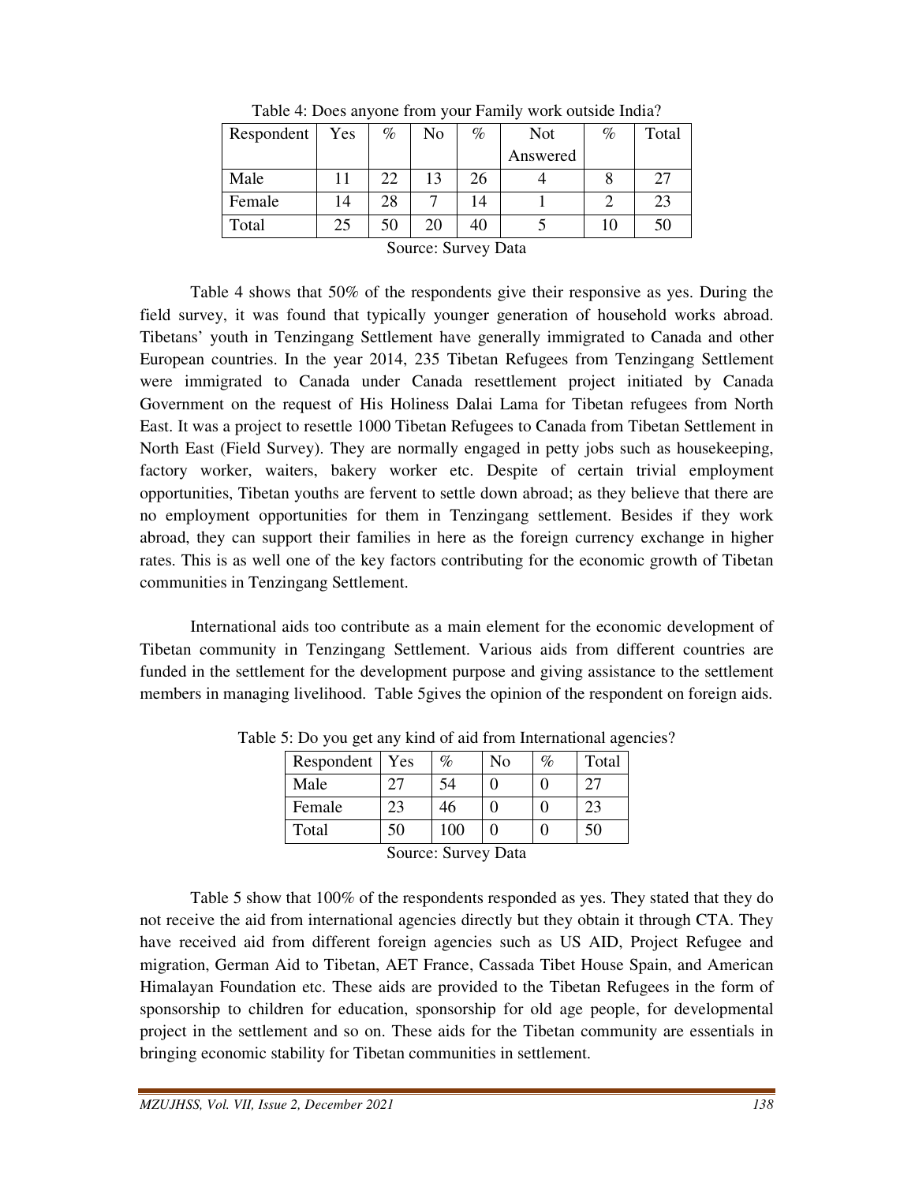Table 4: Does anyone from your Family work outside India?

| Respondent | Yes | % | No | % | Not Answered | % | Total |
|---|---|---|---|---|---|---|---|
| Male | 11 | 22 | 13 | 26 | 4 | 8 | 27 |
| Female | 14 | 28 | 7 | 14 | 1 | 2 | 23 |
| Total | 25 | 50 | 20 | 40 | 5 | 10 | 50 |

Source: Survey Data

Table 4 shows that 50% of the respondents give their responsive as yes. During the field survey, it was found that typically younger generation of household works abroad. Tibetans' youth in Tenzingang Settlement have generally immigrated to Canada and other European countries. In the year 2014, 235 Tibetan Refugees from Tenzingang Settlement were immigrated to Canada under Canada resettlement project initiated by Canada Government on the request of His Holiness Dalai Lama for Tibetan refugees from North East. It was a project to resettle 1000 Tibetan Refugees to Canada from Tibetan Settlement in North East (Field Survey). They are normally engaged in petty jobs such as housekeeping, factory worker, waiters, bakery worker etc. Despite of certain trivial employment opportunities, Tibetan youths are fervent to settle down abroad; as they believe that there are no employment opportunities for them in Tenzingang settlement. Besides if they work abroad, they can support their families in here as the foreign currency exchange in higher rates. This is as well one of the key factors contributing for the economic growth of Tibetan communities in Tenzingang Settlement.

International aids too contribute as a main element for the economic development of Tibetan community in Tenzingang Settlement. Various aids from different countries are funded in the settlement for the development purpose and giving assistance to the settlement members in managing livelihood. Table 5gives the opinion of the respondent on foreign aids.

Table 5: Do you get any kind of aid from International agencies?

| Respondent | Yes | % | No | % | Total |
|---|---|---|---|---|---|
| Male | 27 | 54 | 0 | 0 | 27 |
| Female | 23 | 46 | 0 | 0 | 23 |
| Total | 50 | 100 | 0 | 0 | 50 |

Source: Survey Data

Table 5 show that 100% of the respondents responded as yes. They stated that they do not receive the aid from international agencies directly but they obtain it through CTA. They have received aid from different foreign agencies such as US AID, Project Refugee and migration, German Aid to Tibetan, AET France, Cassada Tibet House Spain, and American Himalayan Foundation etc. These aids are provided to the Tibetan Refugees in the form of sponsorship to children for education, sponsorship for old age people, for developmental project in the settlement and so on. These aids for the Tibetan community are essentials in bringing economic stability for Tibetan communities in settlement.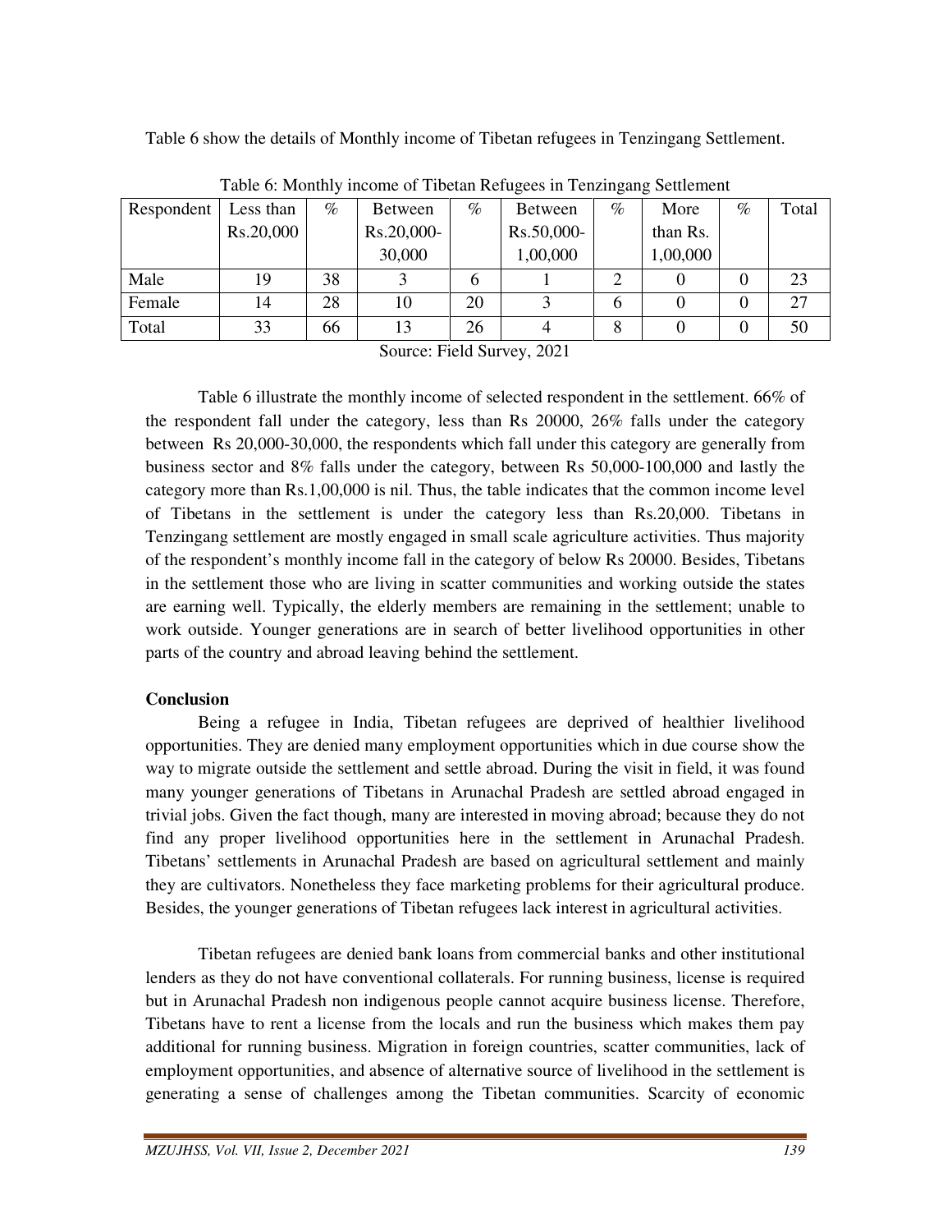Table 6 show the details of Monthly income of Tibetan refugees in Tenzingang Settlement.

Table 6: Monthly income of Tibetan Refugees in Tenzingang Settlement

| Respondent | Less than Rs.20,000 | % | Between Rs.20,000-30,000 | % | Between Rs.50,000-1,00,000 | % | More than Rs. 1,00,000 | % | Total |
|---|---|---|---|---|---|---|---|---|---|
| Male | 19 | 38 | 3 | 6 | 1 | 2 | 0 | 0 | 23 |
| Female | 14 | 28 | 10 | 20 | 3 | 6 | 0 | 0 | 27 |
| Total | 33 | 66 | 13 | 26 | 4 | 8 | 0 | 0 | 50 |

Source: Field Survey, 2021

Table 6 illustrate the monthly income of selected respondent in the settlement. 66% of the respondent fall under the category, less than Rs 20000, 26% falls under the category between Rs 20,000-30,000, the respondents which fall under this category are generally from business sector and 8% falls under the category, between Rs 50,000-100,000 and lastly the category more than Rs.1,00,000 is nil. Thus, the table indicates that the common income level of Tibetans in the settlement is under the category less than Rs.20,000. Tibetans in Tenzingang settlement are mostly engaged in small scale agriculture activities. Thus majority of the respondent's monthly income fall in the category of below Rs 20000. Besides, Tibetans in the settlement those who are living in scatter communities and working outside the states are earning well. Typically, the elderly members are remaining in the settlement; unable to work outside. Younger generations are in search of better livelihood opportunities in other parts of the country and abroad leaving behind the settlement.

**Conclusion**

Being a refugee in India, Tibetan refugees are deprived of healthier livelihood opportunities. They are denied many employment opportunities which in due course show the way to migrate outside the settlement and settle abroad. During the visit in field, it was found many younger generations of Tibetans in Arunachal Pradesh are settled abroad engaged in trivial jobs. Given the fact though, many are interested in moving abroad; because they do not find any proper livelihood opportunities here in the settlement in Arunachal Pradesh. Tibetans' settlements in Arunachal Pradesh are based on agricultural settlement and mainly they are cultivators. Nonetheless they face marketing problems for their agricultural produce. Besides, the younger generations of Tibetan refugees lack interest in agricultural activities.

Tibetan refugees are denied bank loans from commercial banks and other institutional lenders as they do not have conventional collaterals. For running business, license is required but in Arunachal Pradesh non indigenous people cannot acquire business license. Therefore, Tibetans have to rent a license from the locals and run the business which makes them pay additional for running business. Migration in foreign countries, scatter communities, lack of employment opportunities, and absence of alternative source of livelihood in the settlement is generating a sense of challenges among the Tibetan communities. Scarcity of economic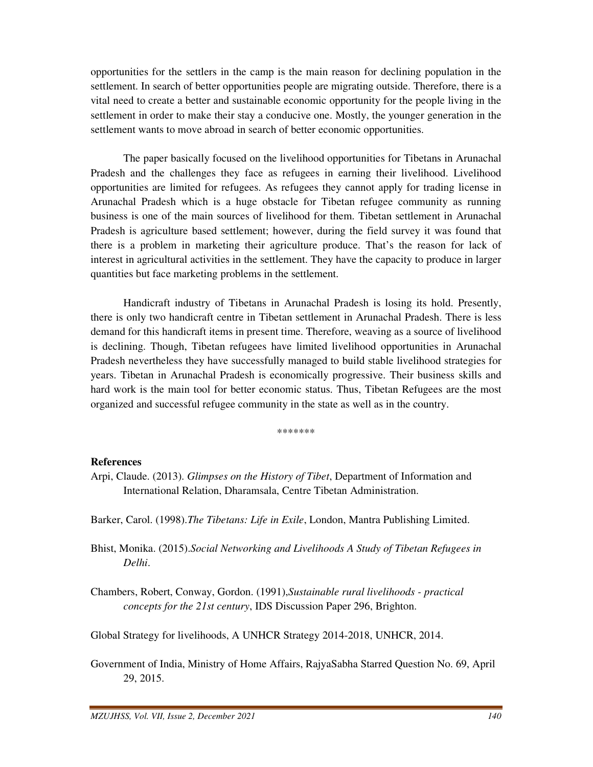opportunities for the settlers in the camp is the main reason for declining population in the settlement. In search of better opportunities people are migrating outside. Therefore, there is a vital need to create a better and sustainable economic opportunity for the people living in the settlement in order to make their stay a conducive one. Mostly, the younger generation in the settlement wants to move abroad in search of better economic opportunities.

The paper basically focused on the livelihood opportunities for Tibetans in Arunachal Pradesh and the challenges they face as refugees in earning their livelihood. Livelihood opportunities are limited for refugees. As refugees they cannot apply for trading license in Arunachal Pradesh which is a huge obstacle for Tibetan refugee community as running business is one of the main sources of livelihood for them. Tibetan settlement in Arunachal Pradesh is agriculture based settlement; however, during the field survey it was found that there is a problem in marketing their agriculture produce. That's the reason for lack of interest in agricultural activities in the settlement. They have the capacity to produce in larger quantities but face marketing problems in the settlement.

Handicraft industry of Tibetans in Arunachal Pradesh is losing its hold. Presently, there is only two handicraft centre in Tibetan settlement in Arunachal Pradesh. There is less demand for this handicraft items in present time. Therefore, weaving as a source of livelihood is declining. Though, Tibetan refugees have limited livelihood opportunities in Arunachal Pradesh nevertheless they have successfully managed to build stable livelihood strategies for years. Tibetan in Arunachal Pradesh is economically progressive. Their business skills and hard work is the main tool for better economic status. Thus, Tibetan Refugees are the most organized and successful refugee community in the state as well as in the country.

*******

**References**

Arpi, Claude. (2013). *Glimpses on the History of Tibet*, Department of Information and International Relation, Dharamsala, Centre Tibetan Administration.

Barker, Carol. (1998).*The Tibetans: Life in Exile*, London, Mantra Publishing Limited.

Bhist, Monika. (2015).*Social Networking and Livelihoods A Study of Tibetan Refugees in Delhi*.

Chambers, Robert, Conway, Gordon. (1991),*Sustainable rural livelihoods - practical concepts for the 21st century*, IDS Discussion Paper 296, Brighton.

Global Strategy for livelihoods, A UNHCR Strategy 2014-2018, UNHCR, 2014.

Government of India, Ministry of Home Affairs, RajyaSabha Starred Question No. 69, April 29, 2015.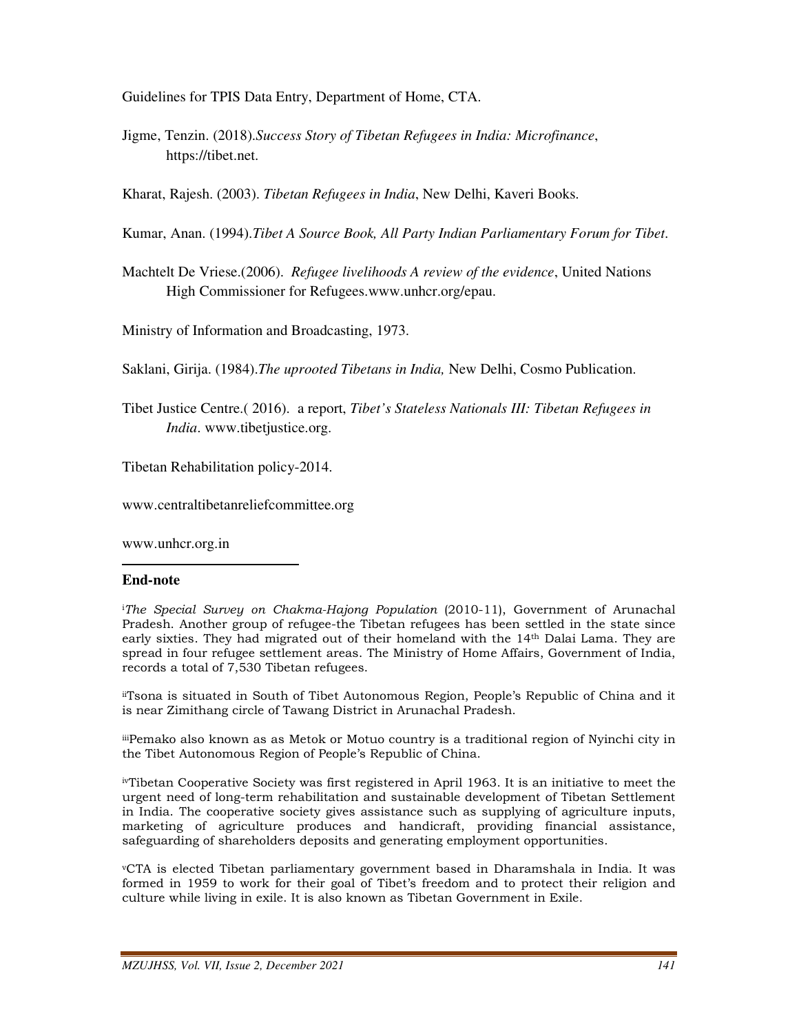Guidelines for TPIS Data Entry, Department of Home, CTA.

Jigme, Tenzin. (2018).*Success Story of Tibetan Refugees in India: Microfinance*, https://tibet.net.

Kharat, Rajesh. (2003). *Tibetan Refugees in India*, New Delhi, Kaveri Books.

Kumar, Anan. (1994).*Tibet A Source Book, All Party Indian Parliamentary Forum for Tibet*.

Machtelt De Vriese.(2006). *Refugee livelihoods A review of the evidence*, United Nations High Commissioner for Refugees.www.unhcr.org/epau.

Ministry of Information and Broadcasting, 1973.

Saklani, Girija. (1984).*The uprooted Tibetans in India,* New Delhi, Cosmo Publication.

Tibet Justice Centre.( 2016). a report, *Tibet's Stateless Nationals III: Tibetan Refugees in India*. www.tibetjustice.org.

Tibetan Rehabilitation policy-2014.

www.centraltibetanreliefcommittee.org

www.unhcr.org.in

---

**End-note**

[i]*The Special Survey on Chakma-Hajong Population* (2010-11), Government of Arunachal Pradesh. Another group of refugee-the Tibetan refugees has been settled in the state since early sixties. They had migrated out of their homeland with the 14th Dalai Lama. They are spread in four refugee settlement areas. The Ministry of Home Affairs, Government of India, records a total of 7,530 Tibetan refugees.

[ii]Tsona is situated in South of Tibet Autonomous Region, People's Republic of China and it is near Zimithang circle of Tawang District in Arunachal Pradesh.

[iii]Pemako also known as as Metok or Motuo country is a traditional region of Nyinchi city in the Tibet Autonomous Region of People's Republic of China.

[iv]Tibetan Cooperative Society was first registered in April 1963. It is an initiative to meet the urgent need of long-term rehabilitation and sustainable development of Tibetan Settlement in India. The cooperative society gives assistance such as supplying of agriculture inputs, marketing of agriculture produces and handicraft, providing financial assistance, safeguarding of shareholders deposits and generating employment opportunities.

[v]CTA is elected Tibetan parliamentary government based in Dharamshala in India. It was formed in 1959 to work for their goal of Tibet's freedom and to protect their religion and culture while living in exile. It is also known as Tibetan Government in Exile.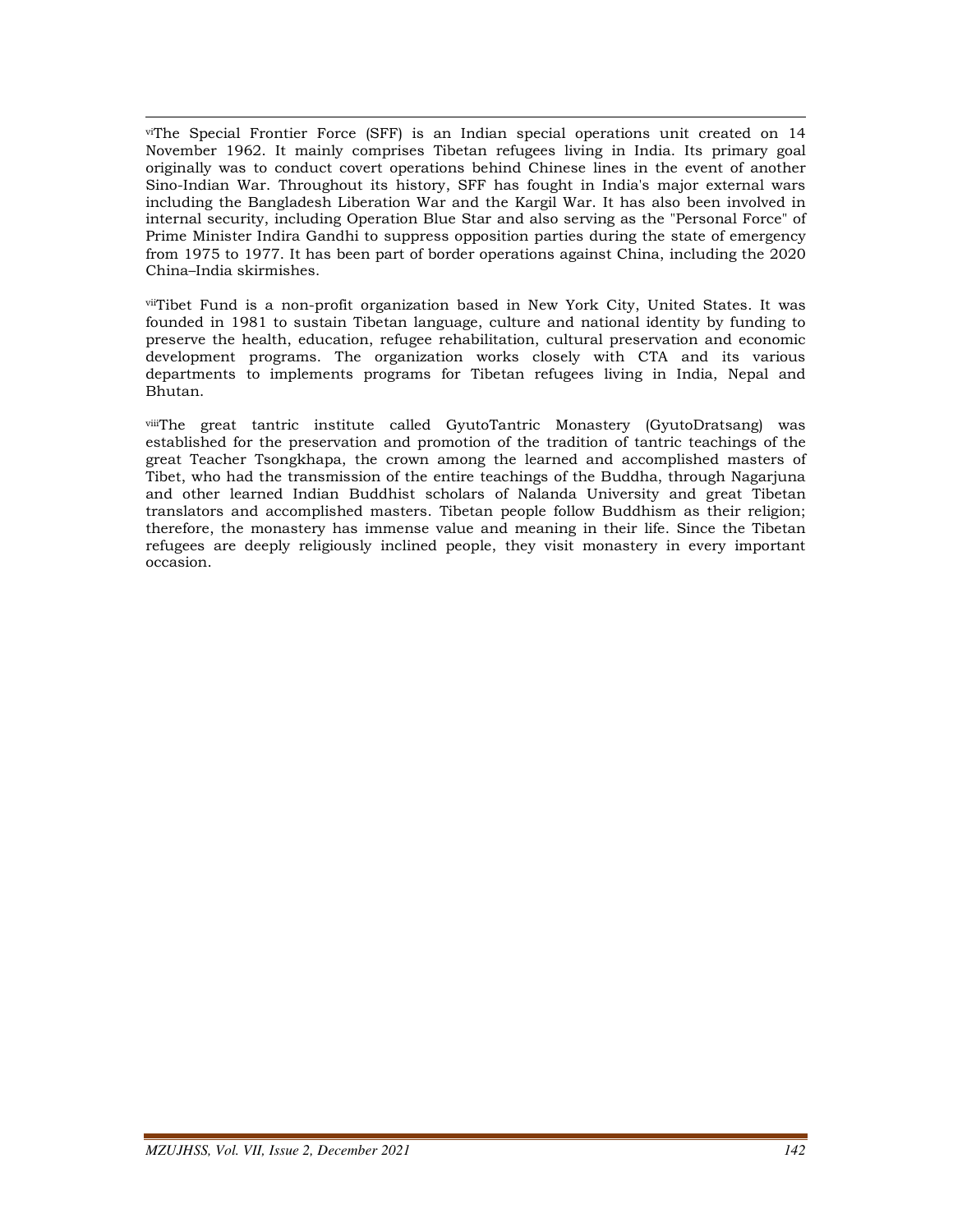[vi]The Special Frontier Force (SFF) is an Indian special operations unit created on 14 November 1962. It mainly comprises Tibetan refugees living in India. Its primary goal originally was to conduct covert operations behind Chinese lines in the event of another Sino-Indian War. Throughout its history, SFF has fought in India's major external wars including the Bangladesh Liberation War and the Kargil War. It has also been involved in internal security, including Operation Blue Star and also serving as the "Personal Force" of Prime Minister Indira Gandhi to suppress opposition parties during the state of emergency from 1975 to 1977. It has been part of border operations against China, including the 2020 China–India skirmishes.

[vii]Tibet Fund is a non-profit organization based in New York City, United States. It was founded in 1981 to sustain Tibetan language, culture and national identity by funding to preserve the health, education, refugee rehabilitation, cultural preservation and economic development programs. The organization works closely with CTA and its various departments to implements programs for Tibetan refugees living in India, Nepal and Bhutan.

[viii]The great tantric institute called GyutoTantric Monastery (GyutoDratsang) was established for the preservation and promotion of the tradition of tantric teachings of the great Teacher Tsongkhapa, the crown among the learned and accomplished masters of Tibet, who had the transmission of the entire teachings of the Buddha, through Nagarjuna and other learned Indian Buddhist scholars of Nalanda University and great Tibetan translators and accomplished masters. Tibetan people follow Buddhism as their religion; therefore, the monastery has immense value and meaning in their life. Since the Tibetan refugees are deeply religiously inclined people, they visit monastery in every important occasion.